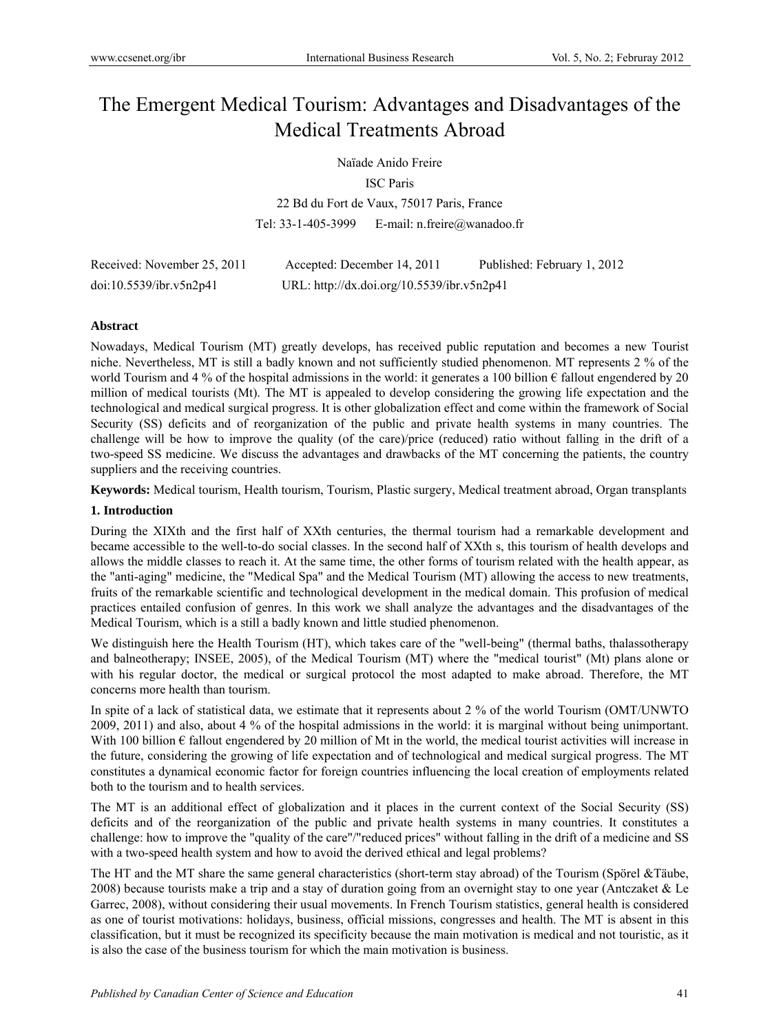# The Emergent Medical Tourism: Advantages and Disadvantages of the Medical Treatments Abroad

Naïade Anido Freire

ISC Paris

22 Bd du Fort de Vaux, 75017 Paris, France

Tel: 33-1-405-3999 E-mail: n.freire@wanadoo.fr

Received: November 25, 2011 Accepted: December 14, 2011 Published: February 1, 2012

doi:10.5539/ibr.v5n2p41 URL: http://dx.doi.org/10.5539/ibr.v5n2p41

## Abstract

Nowadays, Medical Tourism (MT) greatly develops, has received public reputation and becomes a new Tourist niche. Nevertheless, MT is still a badly known and not sufficiently studied phenomenon. MT represents 2 % of the world Tourism and 4 % of the hospital admissions in the world: it generates a 100 billion € fallout engendered by 20 million of medical tourists (Mt). The MT is appealed to develop considering the growing life expectation and the technological and medical surgical progress. It is other globalization effect and come within the framework of Social Security (SS) deficits and of reorganization of the public and private health systems in many countries. The challenge will be how to improve the quality (of the care)/price (reduced) ratio without falling in the drift of a two-speed SS medicine. We discuss the advantages and drawbacks of the MT concerning the patients, the country suppliers and the receiving countries.

**Keywords:** Medical tourism, Health tourism, Tourism, Plastic surgery, Medical treatment abroad, Organ transplants

## 1. Introduction

During the XIXth and the first half of XXth centuries, the thermal tourism had a remarkable development and became accessible to the well-to-do social classes. In the second half of XXth s, this tourism of health develops and allows the middle classes to reach it. At the same time, the other forms of tourism related with the health appear, as the "anti-aging" medicine, the "Medical Spa" and the Medical Tourism (MT) allowing the access to new treatments, fruits of the remarkable scientific and technological development in the medical domain. This profusion of medical practices entailed confusion of genres. In this work we shall analyze the advantages and the disadvantages of the Medical Tourism, which is a still a badly known and little studied phenomenon.

We distinguish here the Health Tourism (HT), which takes care of the "well-being" (thermal baths, thalassotherapy and balneotherapy; INSEE, 2005), of the Medical Tourism (MT) where the "medical tourist" (Mt) plans alone or with his regular doctor, the medical or surgical protocol the most adapted to make abroad. Therefore, the MT concerns more health than tourism.

In spite of a lack of statistical data, we estimate that it represents about 2 % of the world Tourism (OMT/UNWTO 2009, 2011) and also, about 4 % of the hospital admissions in the world: it is marginal without being unimportant. With 100 billion € fallout engendered by 20 million of Mt in the world, the medical tourist activities will increase in the future, considering the growing of life expectation and of technological and medical surgical progress. The MT constitutes a dynamical economic factor for foreign countries influencing the local creation of employments related both to the tourism and to health services.

The MT is an additional effect of globalization and it places in the current context of the Social Security (SS) deficits and of the reorganization of the public and private health systems in many countries. It constitutes a challenge: how to improve the "quality of the care"/"reduced prices" without falling in the drift of a medicine and SS with a two-speed health system and how to avoid the derived ethical and legal problems?

The HT and the MT share the same general characteristics (short-term stay abroad) of the Tourism (Spörel &Täube, 2008) because tourists make a trip and a stay of duration going from an overnight stay to one year (Antczaket & Le Garrec, 2008), without considering their usual movements. In French Tourism statistics, general health is considered as one of tourist motivations: holidays, business, official missions, congresses and health. The MT is absent in this classification, but it must be recognized its specificity because the main motivation is medical and not touristic, as it is also the case of the business tourism for which the main motivation is business.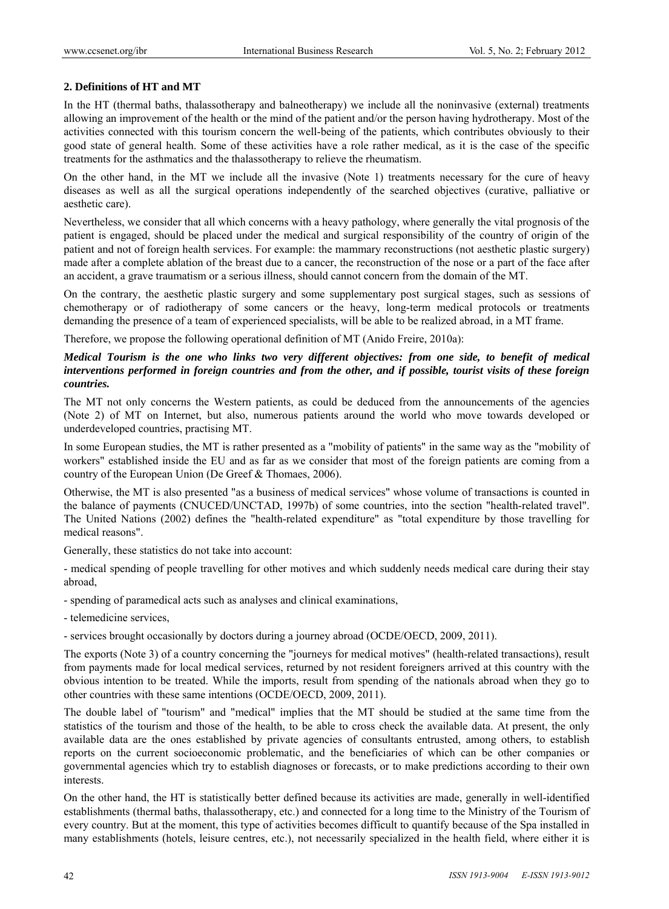## 2. Definitions of HT and MT

In the HT (thermal baths, thalassotherapy and balneotherapy) we include all the noninvasive (external) treatments allowing an improvement of the health or the mind of the patient and/or the person having hydrotherapy. Most of the activities connected with this tourism concern the well-being of the patients, which contributes obviously to their good state of general health. Some of these activities have a role rather medical, as it is the case of the specific treatments for the asthmatics and the thalassotherapy to relieve the rheumatism.

On the other hand, in the MT we include all the invasive (Note 1) treatments necessary for the cure of heavy diseases as well as all the surgical operations independently of the searched objectives (curative, palliative or aesthetic care).

Nevertheless, we consider that all which concerns with a heavy pathology, where generally the vital prognosis of the patient is engaged, should be placed under the medical and surgical responsibility of the country of origin of the patient and not of foreign health services. For example: the mammary reconstructions (not aesthetic plastic surgery) made after a complete ablation of the breast due to a cancer, the reconstruction of the nose or a part of the face after an accident, a grave traumatism or a serious illness, should cannot concern from the domain of the MT.

On the contrary, the aesthetic plastic surgery and some supplementary post surgical stages, such as sessions of chemotherapy or of radiotherapy of some cancers or the heavy, long-term medical protocols or treatments demanding the presence of a team of experienced specialists, will be able to be realized abroad, in a MT frame.

Therefore, we propose the following operational definition of MT (Anido Freire, 2010a):

***Medical Tourism is the one who links two very different objectives: from one side, to benefit of medical interventions performed in foreign countries and from the other, and if possible, tourist visits of these foreign countries.***

The MT not only concerns the Western patients, as could be deduced from the announcements of the agencies (Note 2) of MT on Internet, but also, numerous patients around the world who move towards developed or underdeveloped countries, practising MT.

In some European studies, the MT is rather presented as a "mobility of patients" in the same way as the "mobility of workers" established inside the EU and as far as we consider that most of the foreign patients are coming from a country of the European Union (De Greef & Thomaes, 2006).

Otherwise, the MT is also presented "as a business of medical services" whose volume of transactions is counted in the balance of payments (CNUCED/UNCTAD, 1997b) of some countries, into the section "health-related travel". The United Nations (2002) defines the "health-related expenditure" as "total expenditure by those travelling for medical reasons".

Generally, these statistics do not take into account:

- medical spending of people travelling for other motives and which suddenly needs medical care during their stay abroad,
- spending of paramedical acts such as analyses and clinical examinations,
- telemedicine services,
- services brought occasionally by doctors during a journey abroad (OCDE/OECD, 2009, 2011).

The exports (Note 3) of a country concerning the "journeys for medical motives" (health-related transactions), result from payments made for local medical services, returned by not resident foreigners arrived at this country with the obvious intention to be treated. While the imports, result from spending of the nationals abroad when they go to other countries with these same intentions (OCDE/OECD, 2009, 2011).

The double label of "tourism" and "medical" implies that the MT should be studied at the same time from the statistics of the tourism and those of the health, to be able to cross check the available data. At present, the only available data are the ones established by private agencies of consultants entrusted, among others, to establish reports on the current socioeconomic problematic, and the beneficiaries of which can be other companies or governmental agencies which try to establish diagnoses or forecasts, or to make predictions according to their own interests.

On the other hand, the HT is statistically better defined because its activities are made, generally in well-identified establishments (thermal baths, thalassotherapy, etc.) and connected for a long time to the Ministry of the Tourism of every country. But at the moment, this type of activities becomes difficult to quantify because of the Spa installed in many establishments (hotels, leisure centres, etc.), not necessarily specialized in the health field, where either it is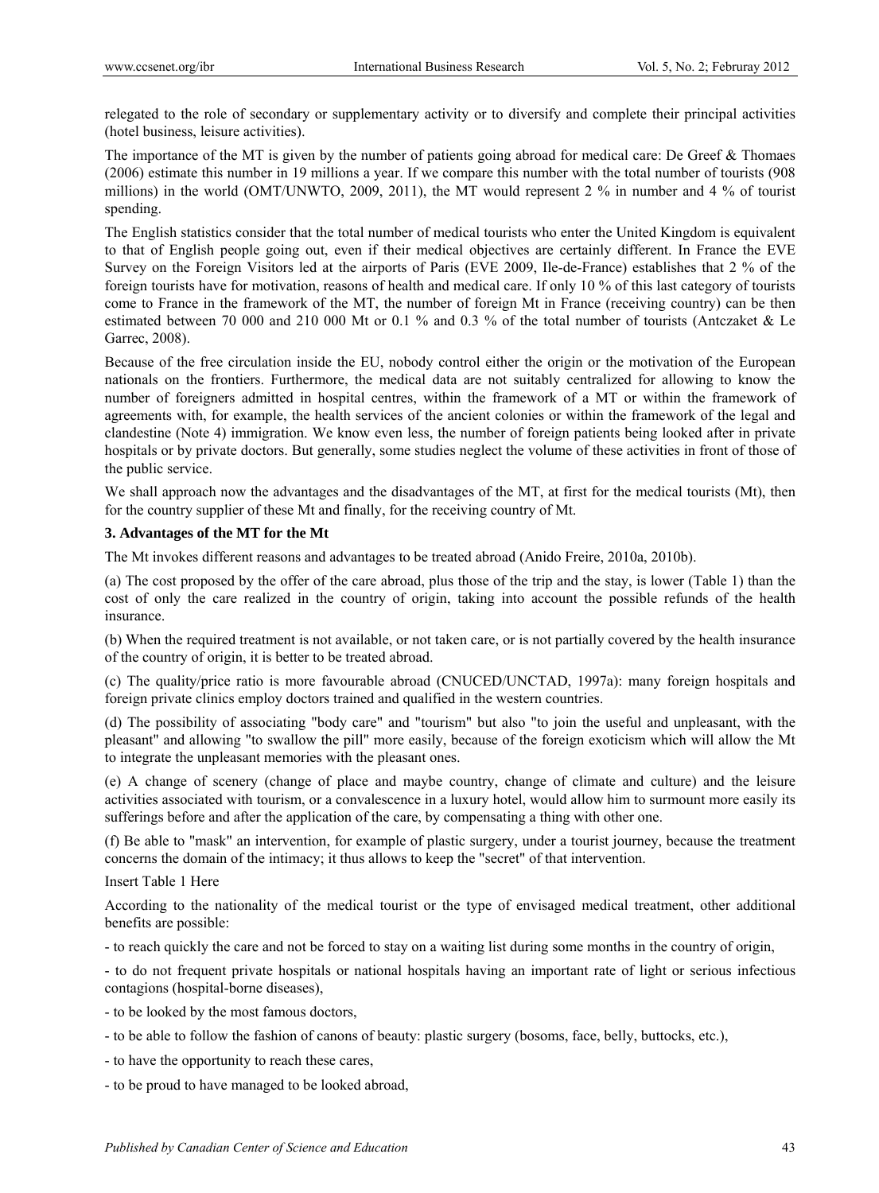relegated to the role of secondary or supplementary activity or to diversify and complete their principal activities (hotel business, leisure activities).

The importance of the MT is given by the number of patients going abroad for medical care: De Greef & Thomaes (2006) estimate this number in 19 millions a year. If we compare this number with the total number of tourists (908 millions) in the world (OMT/UNWTO, 2009, 2011), the MT would represent 2 % in number and 4 % of tourist spending.

The English statistics consider that the total number of medical tourists who enter the United Kingdom is equivalent to that of English people going out, even if their medical objectives are certainly different. In France the EVE Survey on the Foreign Visitors led at the airports of Paris (EVE 2009, Ile-de-France) establishes that 2 % of the foreign tourists have for motivation, reasons of health and medical care. If only 10 % of this last category of tourists come to France in the framework of the MT, the number of foreign Mt in France (receiving country) can be then estimated between 70 000 and 210 000 Mt or 0.1 % and 0.3 % of the total number of tourists (Antczaket & Le Garrec, 2008).

Because of the free circulation inside the EU, nobody control either the origin or the motivation of the European nationals on the frontiers. Furthermore, the medical data are not suitably centralized for allowing to know the number of foreigners admitted in hospital centres, within the framework of a MT or within the framework of agreements with, for example, the health services of the ancient colonies or within the framework of the legal and clandestine (Note 4) immigration. We know even less, the number of foreign patients being looked after in private hospitals or by private doctors. But generally, some studies neglect the volume of these activities in front of those of the public service.

We shall approach now the advantages and the disadvantages of the MT, at first for the medical tourists (Mt), then for the country supplier of these Mt and finally, for the receiving country of Mt.

### 3. Advantages of the MT for the Mt

The Mt invokes different reasons and advantages to be treated abroad (Anido Freire, 2010a, 2010b).

(a) The cost proposed by the offer of the care abroad, plus those of the trip and the stay, is lower (Table 1) than the cost of only the care realized in the country of origin, taking into account the possible refunds of the health insurance.

(b) When the required treatment is not available, or not taken care, or is not partially covered by the health insurance of the country of origin, it is better to be treated abroad.

(c) The quality/price ratio is more favourable abroad (CNUCED/UNCTAD, 1997a): many foreign hospitals and foreign private clinics employ doctors trained and qualified in the western countries.

(d) The possibility of associating "body care" and "tourism" but also "to join the useful and unpleasant, with the pleasant" and allowing "to swallow the pill" more easily, because of the foreign exoticism which will allow the Mt to integrate the unpleasant memories with the pleasant ones.

(e) A change of scenery (change of place and maybe country, change of climate and culture) and the leisure activities associated with tourism, or a convalescence in a luxury hotel, would allow him to surmount more easily its sufferings before and after the application of the care, by compensating a thing with other one.

(f) Be able to "mask" an intervention, for example of plastic surgery, under a tourist journey, because the treatment concerns the domain of the intimacy; it thus allows to keep the "secret" of that intervention.

Insert Table 1 Here

According to the nationality of the medical tourist or the type of envisaged medical treatment, other additional benefits are possible:

- to reach quickly the care and not be forced to stay on a waiting list during some months in the country of origin,
- to do not frequent private hospitals or national hospitals having an important rate of light or serious infectious contagions (hospital-borne diseases),
- to be looked by the most famous doctors,
- to be able to follow the fashion of canons of beauty: plastic surgery (bosoms, face, belly, buttocks, etc.),
- to have the opportunity to reach these cares,
- to be proud to have managed to be looked abroad,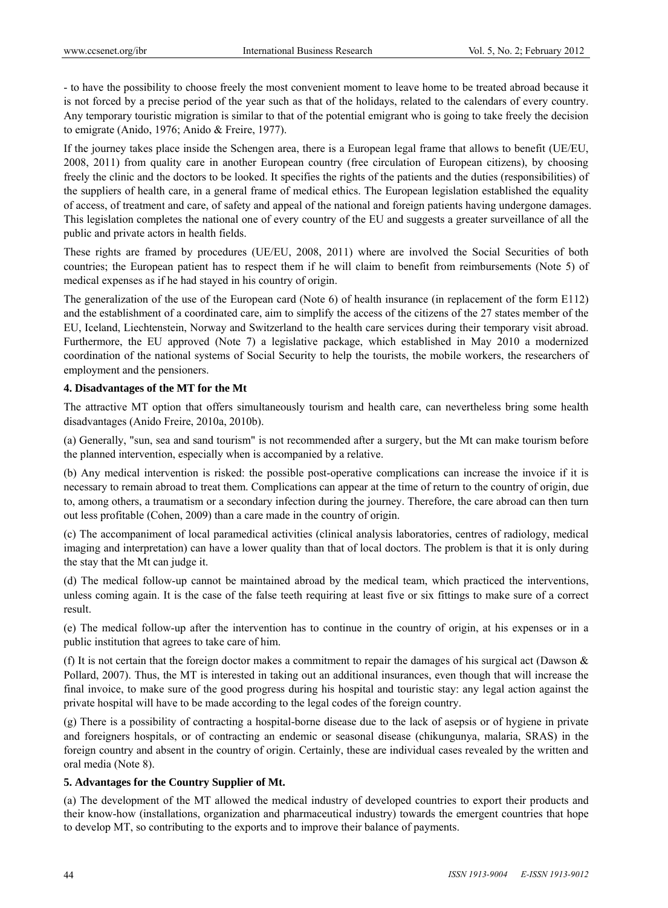- to have the possibility to choose freely the most convenient moment to leave home to be treated abroad because it is not forced by a precise period of the year such as that of the holidays, related to the calendars of every country. Any temporary touristic migration is similar to that of the potential emigrant who is going to take freely the decision to emigrate (Anido, 1976; Anido & Freire, 1977).

If the journey takes place inside the Schengen area, there is a European legal frame that allows to benefit (UE/EU, 2008, 2011) from quality care in another European country (free circulation of European citizens), by choosing freely the clinic and the doctors to be looked. It specifies the rights of the patients and the duties (responsibilities) of the suppliers of health care, in a general frame of medical ethics. The European legislation established the equality of access, of treatment and care, of safety and appeal of the national and foreign patients having undergone damages. This legislation completes the national one of every country of the EU and suggests a greater surveillance of all the public and private actors in health fields.

These rights are framed by procedures (UE/EU, 2008, 2011) where are involved the Social Securities of both countries; the European patient has to respect them if he will claim to benefit from reimbursements (Note 5) of medical expenses as if he had stayed in his country of origin.

The generalization of the use of the European card (Note 6) of health insurance (in replacement of the form E112) and the establishment of a coordinated care, aim to simplify the access of the citizens of the 27 states member of the EU, Iceland, Liechtenstein, Norway and Switzerland to the health care services during their temporary visit abroad. Furthermore, the EU approved (Note 7) a legislative package, which established in May 2010 a modernized coordination of the national systems of Social Security to help the tourists, the mobile workers, the researchers of employment and the pensioners.

## 4. Disadvantages of the MT for the Mt

The attractive MT option that offers simultaneously tourism and health care, can nevertheless bring some health disadvantages (Anido Freire, 2010a, 2010b).

(a) Generally, "sun, sea and sand tourism" is not recommended after a surgery, but the Mt can make tourism before the planned intervention, especially when is accompanied by a relative.

(b) Any medical intervention is risked: the possible post-operative complications can increase the invoice if it is necessary to remain abroad to treat them. Complications can appear at the time of return to the country of origin, due to, among others, a traumatism or a secondary infection during the journey. Therefore, the care abroad can then turn out less profitable (Cohen, 2009) than a care made in the country of origin.

(c) The accompaniment of local paramedical activities (clinical analysis laboratories, centres of radiology, medical imaging and interpretation) can have a lower quality than that of local doctors. The problem is that it is only during the stay that the Mt can judge it.

(d) The medical follow-up cannot be maintained abroad by the medical team, which practiced the interventions, unless coming again. It is the case of the false teeth requiring at least five or six fittings to make sure of a correct result.

(e) The medical follow-up after the intervention has to continue in the country of origin, at his expenses or in a public institution that agrees to take care of him.

(f) It is not certain that the foreign doctor makes a commitment to repair the damages of his surgical act (Dawson & Pollard, 2007). Thus, the MT is interested in taking out an additional insurances, even though that will increase the final invoice, to make sure of the good progress during his hospital and touristic stay: any legal action against the private hospital will have to be made according to the legal codes of the foreign country.

(g) There is a possibility of contracting a hospital-borne disease due to the lack of asepsis or of hygiene in private and foreigners hospitals, or of contracting an endemic or seasonal disease (chikungunya, malaria, SRAS) in the foreign country and absent in the country of origin. Certainly, these are individual cases revealed by the written and oral media (Note 8).

## 5. Advantages for the Country Supplier of Mt.

(a) The development of the MT allowed the medical industry of developed countries to export their products and their know-how (installations, organization and pharmaceutical industry) towards the emergent countries that hope to develop MT, so contributing to the exports and to improve their balance of payments.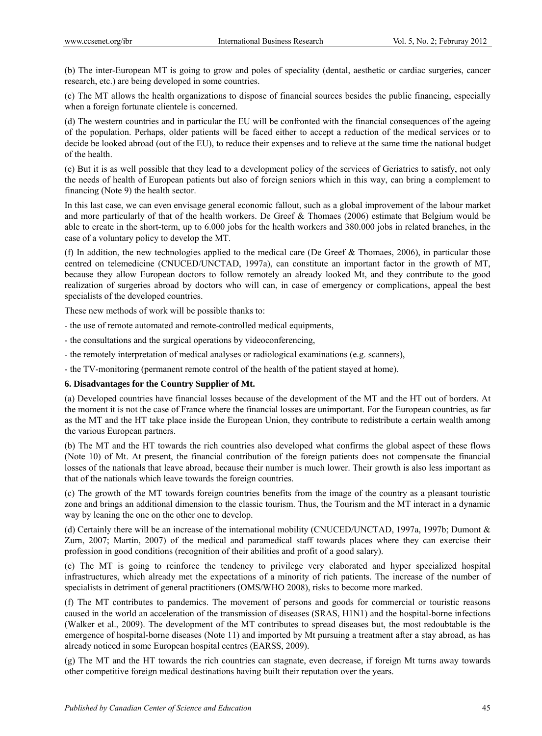(b) The inter-European MT is going to grow and poles of speciality (dental, aesthetic or cardiac surgeries, cancer research, etc.) are being developed in some countries.

(c) The MT allows the health organizations to dispose of financial sources besides the public financing, especially when a foreign fortunate clientele is concerned.

(d) The western countries and in particular the EU will be confronted with the financial consequences of the ageing of the population. Perhaps, older patients will be faced either to accept a reduction of the medical services or to decide be looked abroad (out of the EU), to reduce their expenses and to relieve at the same time the national budget of the health.

(e) But it is as well possible that they lead to a development policy of the services of Geriatrics to satisfy, not only the needs of health of European patients but also of foreign seniors which in this way, can bring a complement to financing (Note 9) the health sector.

In this last case, we can even envisage general economic fallout, such as a global improvement of the labour market and more particularly of that of the health workers. De Greef & Thomaes (2006) estimate that Belgium would be able to create in the short-term, up to 6.000 jobs for the health workers and 380.000 jobs in related branches, in the case of a voluntary policy to develop the MT.

(f) In addition, the new technologies applied to the medical care (De Greef & Thomaes, 2006), in particular those centred on telemedicine (CNUCED/UNCTAD, 1997a), can constitute an important factor in the growth of MT, because they allow European doctors to follow remotely an already looked Mt, and they contribute to the good realization of surgeries abroad by doctors who will can, in case of emergency or complications, appeal the best specialists of the developed countries.

These new methods of work will be possible thanks to:

- the use of remote automated and remote-controlled medical equipments,
- the consultations and the surgical operations by videoconferencing,
- the remotely interpretation of medical analyses or radiological examinations (e.g. scanners),
- the TV-monitoring (permanent remote control of the health of the patient stayed at home).

**6. Disadvantages for the Country Supplier of Mt.**

(a) Developed countries have financial losses because of the development of the MT and the HT out of borders. At the moment it is not the case of France where the financial losses are unimportant. For the European countries, as far as the MT and the HT take place inside the European Union, they contribute to redistribute a certain wealth among the various European partners.

(b) The MT and the HT towards the rich countries also developed what confirms the global aspect of these flows (Note 10) of Mt. At present, the financial contribution of the foreign patients does not compensate the financial losses of the nationals that leave abroad, because their number is much lower. Their growth is also less important as that of the nationals which leave towards the foreign countries.

(c) The growth of the MT towards foreign countries benefits from the image of the country as a pleasant touristic zone and brings an additional dimension to the classic tourism. Thus, the Tourism and the MT interact in a dynamic way by leaning the one on the other one to develop.

(d) Certainly there will be an increase of the international mobility (CNUCED/UNCTAD, 1997a, 1997b; Dumont & Zurn, 2007; Martin, 2007) of the medical and paramedical staff towards places where they can exercise their profession in good conditions (recognition of their abilities and profit of a good salary).

(e) The MT is going to reinforce the tendency to privilege very elaborated and hyper specialized hospital infrastructures, which already met the expectations of a minority of rich patients. The increase of the number of specialists in detriment of general practitioners (OMS/WHO 2008), risks to become more marked.

(f) The MT contributes to pandemics. The movement of persons and goods for commercial or touristic reasons caused in the world an acceleration of the transmission of diseases (SRAS, H1N1) and the hospital-borne infections (Walker et al., 2009). The development of the MT contributes to spread diseases but, the most redoubtable is the emergence of hospital-borne diseases (Note 11) and imported by Mt pursuing a treatment after a stay abroad, as has already noticed in some European hospital centres (EARSS, 2009).

(g) The MT and the HT towards the rich countries can stagnate, even decrease, if foreign Mt turns away towards other competitive foreign medical destinations having built their reputation over the years.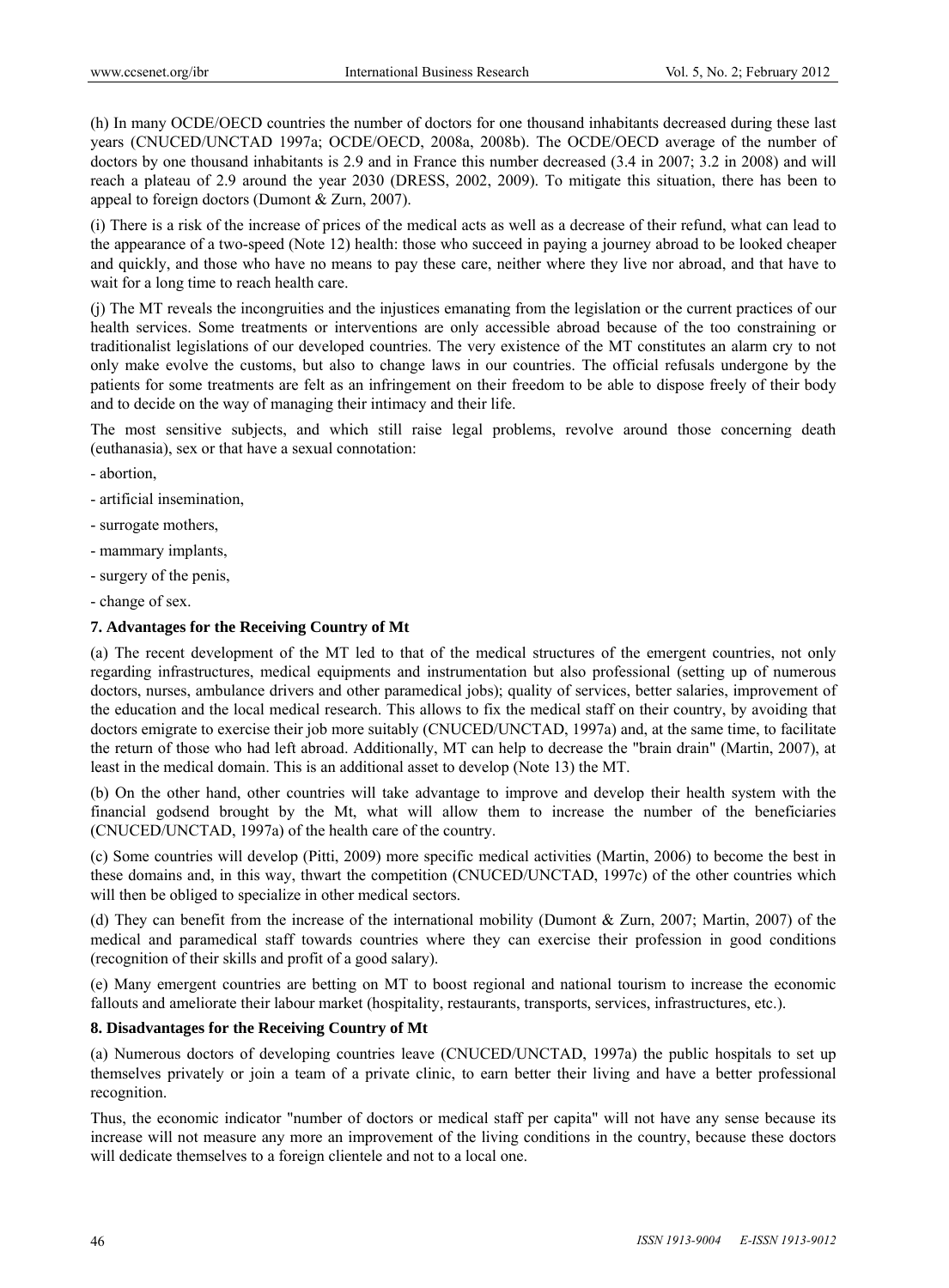(h) In many OCDE/OECD countries the number of doctors for one thousand inhabitants decreased during these last years (CNUCED/UNCTAD 1997a; OCDE/OECD, 2008a, 2008b). The OCDE/OECD average of the number of doctors by one thousand inhabitants is 2.9 and in France this number decreased (3.4 in 2007; 3.2 in 2008) and will reach a plateau of 2.9 around the year 2030 (DRESS, 2002, 2009). To mitigate this situation, there has been to appeal to foreign doctors (Dumont & Zurn, 2007).

(i) There is a risk of the increase of prices of the medical acts as well as a decrease of their refund, what can lead to the appearance of a two-speed (Note 12) health: those who succeed in paying a journey abroad to be looked cheaper and quickly, and those who have no means to pay these care, neither where they live nor abroad, and that have to wait for a long time to reach health care.

(j) The MT reveals the incongruities and the injustices emanating from the legislation or the current practices of our health services. Some treatments or interventions are only accessible abroad because of the too constraining or traditionalist legislations of our developed countries. The very existence of the MT constitutes an alarm cry to not only make evolve the customs, but also to change laws in our countries. The official refusals undergone by the patients for some treatments are felt as an infringement on their freedom to be able to dispose freely of their body and to decide on the way of managing their intimacy and their life.

The most sensitive subjects, and which still raise legal problems, revolve around those concerning death (euthanasia), sex or that have a sexual connotation:

- abortion,
- artificial insemination,
- surrogate mothers,
- mammary implants,
- surgery of the penis,
- change of sex.

### 7. Advantages for the Receiving Country of Mt

(a) The recent development of the MT led to that of the medical structures of the emergent countries, not only regarding infrastructures, medical equipments and instrumentation but also professional (setting up of numerous doctors, nurses, ambulance drivers and other paramedical jobs); quality of services, better salaries, improvement of the education and the local medical research. This allows to fix the medical staff on their country, by avoiding that doctors emigrate to exercise their job more suitably (CNUCED/UNCTAD, 1997a) and, at the same time, to facilitate the return of those who had left abroad. Additionally, MT can help to decrease the "brain drain" (Martin, 2007), at least in the medical domain. This is an additional asset to develop (Note 13) the MT.

(b) On the other hand, other countries will take advantage to improve and develop their health system with the financial godsend brought by the Mt, what will allow them to increase the number of the beneficiaries (CNUCED/UNCTAD, 1997a) of the health care of the country.

(c) Some countries will develop (Pitti, 2009) more specific medical activities (Martin, 2006) to become the best in these domains and, in this way, thwart the competition (CNUCED/UNCTAD, 1997c) of the other countries which will then be obliged to specialize in other medical sectors.

(d) They can benefit from the increase of the international mobility (Dumont & Zurn, 2007; Martin, 2007) of the medical and paramedical staff towards countries where they can exercise their profession in good conditions (recognition of their skills and profit of a good salary).

(e) Many emergent countries are betting on MT to boost regional and national tourism to increase the economic fallouts and ameliorate their labour market (hospitality, restaurants, transports, services, infrastructures, etc.).

### 8. Disadvantages for the Receiving Country of Mt

(a) Numerous doctors of developing countries leave (CNUCED/UNCTAD, 1997a) the public hospitals to set up themselves privately or join a team of a private clinic, to earn better their living and have a better professional recognition.

Thus, the economic indicator "number of doctors or medical staff per capita" will not have any sense because its increase will not measure any more an improvement of the living conditions in the country, because these doctors will dedicate themselves to a foreign clientele and not to a local one.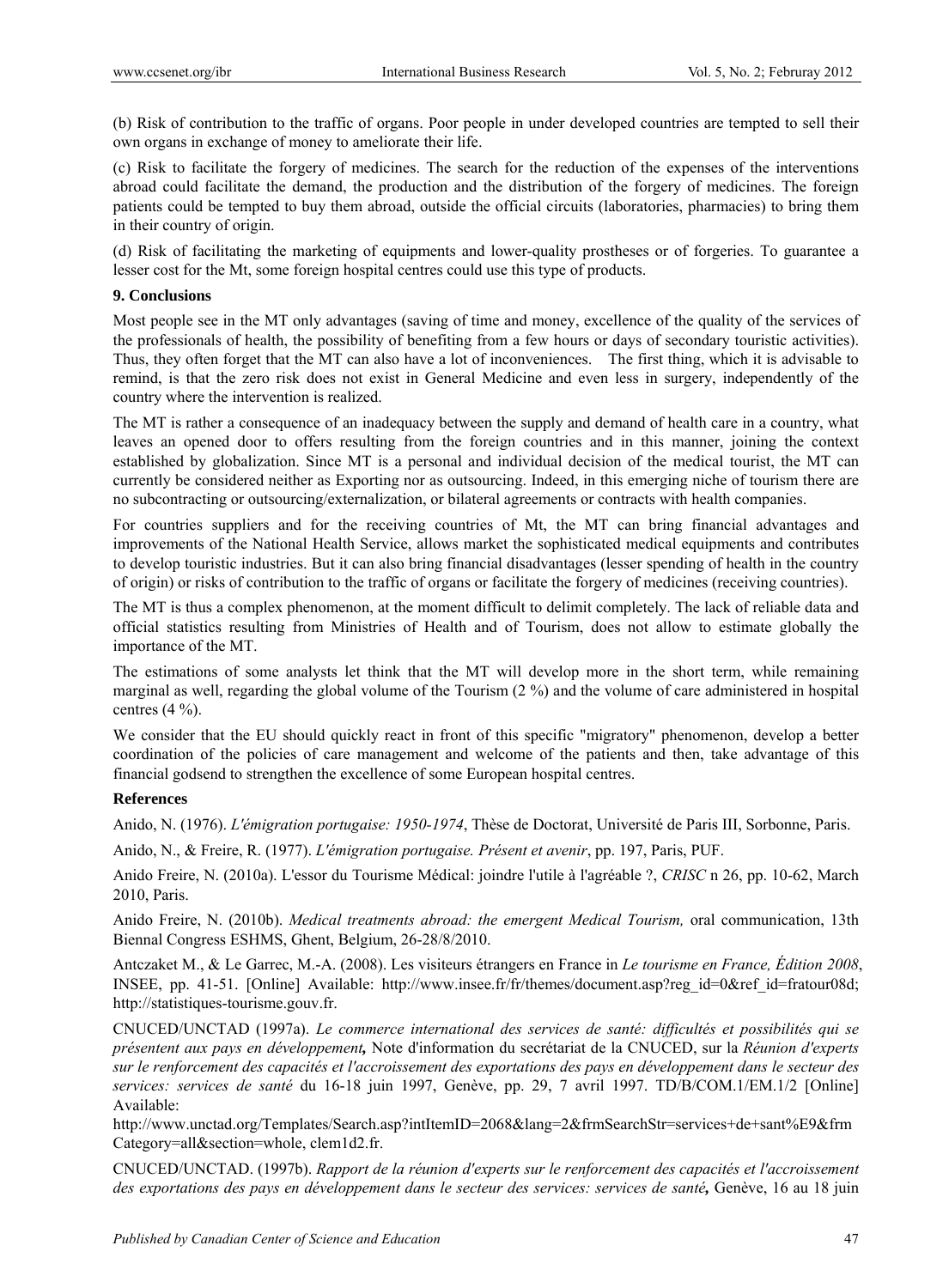(b) Risk of contribution to the traffic of organs. Poor people in under developed countries are tempted to sell their own organs in exchange of money to ameliorate their life.

(c) Risk to facilitate the forgery of medicines. The search for the reduction of the expenses of the interventions abroad could facilitate the demand, the production and the distribution of the forgery of medicines. The foreign patients could be tempted to buy them abroad, outside the official circuits (laboratories, pharmacies) to bring them in their country of origin.

(d) Risk of facilitating the marketing of equipments and lower-quality prostheses or of forgeries. To guarantee a lesser cost for the Mt, some foreign hospital centres could use this type of products.

## 9. Conclusions

Most people see in the MT only advantages (saving of time and money, excellence of the quality of the services of the professionals of health, the possibility of benefiting from a few hours or days of secondary touristic activities). Thus, they often forget that the MT can also have a lot of inconveniences. The first thing, which it is advisable to remind, is that the zero risk does not exist in General Medicine and even less in surgery, independently of the country where the intervention is realized.

The MT is rather a consequence of an inadequacy between the supply and demand of health care in a country, what leaves an opened door to offers resulting from the foreign countries and in this manner, joining the context established by globalization. Since MT is a personal and individual decision of the medical tourist, the MT can currently be considered neither as Exporting nor as outsourcing. Indeed, in this emerging niche of tourism there are no subcontracting or outsourcing/externalization, or bilateral agreements or contracts with health companies.

For countries suppliers and for the receiving countries of Mt, the MT can bring financial advantages and improvements of the National Health Service, allows market the sophisticated medical equipments and contributes to develop touristic industries. But it can also bring financial disadvantages (lesser spending of health in the country of origin) or risks of contribution to the traffic of organs or facilitate the forgery of medicines (receiving countries).

The MT is thus a complex phenomenon, at the moment difficult to delimit completely. The lack of reliable data and official statistics resulting from Ministries of Health and of Tourism, does not allow to estimate globally the importance of the MT.

The estimations of some analysts let think that the MT will develop more in the short term, while remaining marginal as well, regarding the global volume of the Tourism (2 %) and the volume of care administered in hospital centres (4 %).

We consider that the EU should quickly react in front of this specific "migratory" phenomenon, develop a better coordination of the policies of care management and welcome of the patients and then, take advantage of this financial godsend to strengthen the excellence of some European hospital centres.

## References

Anido, N. (1976). *L'émigration portugaise: 1950-1974*, Thèse de Doctorat, Université de Paris III, Sorbonne, Paris.

Anido, N., & Freire, R. (1977). *L'émigration portugaise. Présent et avenir*, pp. 197, Paris, PUF.

Anido Freire, N. (2010a). L'essor du Tourisme Médical: joindre l'utile à l'agréable ?, *CRISC* n 26, pp. 10-62, March 2010, Paris.

Anido Freire, N. (2010b). *Medical treatments abroad: the emergent Medical Tourism,* oral communication, 13th Biennal Congress ESHMS, Ghent, Belgium, 26-28/8/2010.

Antczaket M., & Le Garrec, M.-A. (2008). Les visiteurs étrangers en France in *Le tourisme en France, Édition 2008*, INSEE, pp. 41-51. [Online] Available: http://www.insee.fr/fr/themes/document.asp?reg_id=0&ref_id=fratour08d; http://statistiques-tourisme.gouv.fr.

CNUCED/UNCTAD (1997a). *Le commerce international des services de santé: difficultés et possibilités qui se présentent aux pays en développement***,** Note d'information du secrétariat de la CNUCED, sur la *Réunion d'experts sur le renforcement des capacités et l'accroissement des exportations des pays en développement dans le secteur des services: services de santé* du 16-18 juin 1997, Genève, pp. 29, 7 avril 1997. TD/B/COM.1/EM.1/2 [Online] Available:
http://www.unctad.org/Templates/Search.asp?intItemID=2068&lang=2&frmSearchStr=services+de+sant%E9&frmCategory=all&section=whole, clem1d2.fr.

CNUCED/UNCTAD. (1997b). *Rapport de la réunion d'experts sur le renforcement des capacités et l'accroissement des exportations des pays en développement dans le secteur des services: services de santé***,** Genève, 16 au 18 juin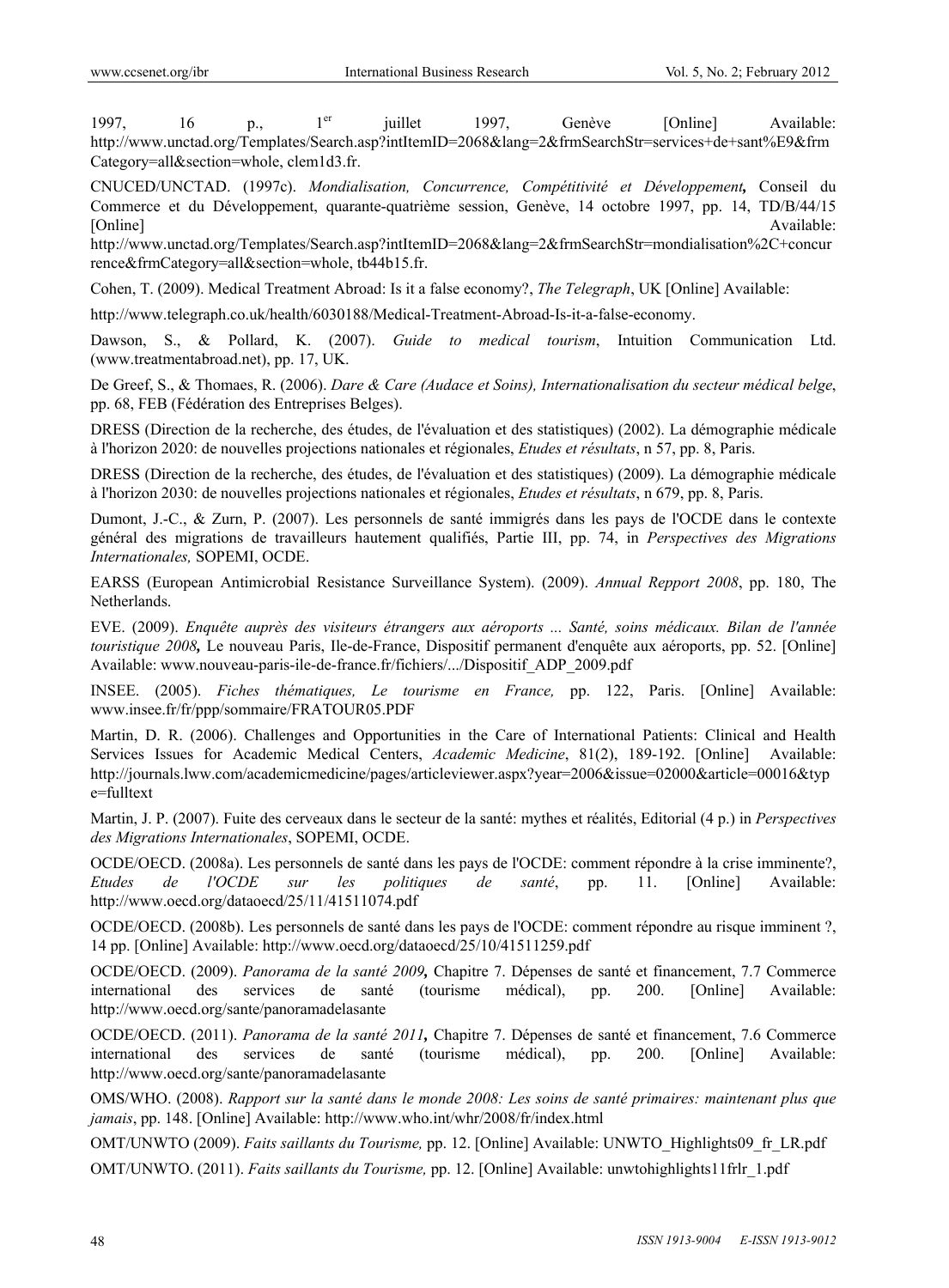1997, 16 p., 1er juillet 1997, Genève [Online] Available: http://www.unctad.org/Templates/Search.asp?intItemID=2068&lang=2&frmSearchStr=services+de+sant%E9&frmCategory=all&section=whole, clem1d3.fr.

CNUCED/UNCTAD. (1997c). *Mondialisation, Concurrence, Compétitivité et Développement***,** Conseil du Commerce et du Développement, quarante-quatrième session, Genève, 14 octobre 1997, pp. 14, TD/B/44/15 [Online] Available: http://www.unctad.org/Templates/Search.asp?intItemID=2068&lang=2&frmSearchStr=mondialisation%2C+concurrence&frmCategory=all&section=whole, tb44b15.fr.

Cohen, T. (2009). Medical Treatment Abroad: Is it a false economy?, *The Telegraph*, UK [Online] Available:

http://www.telegraph.co.uk/health/6030188/Medical-Treatment-Abroad-Is-it-a-false-economy.

Dawson, S., & Pollard, K. (2007). *Guide to medical tourism*, Intuition Communication Ltd. (www.treatmentabroad.net), pp. 17, UK.

De Greef, S., & Thomaes, R. (2006). *Dare & Care (Audace et Soins), Internationalisation du secteur médical belge*, pp. 68, FEB (Fédération des Entreprises Belges).

DRESS (Direction de la recherche, des études, de l'évaluation et des statistiques) (2002). La démographie médicale à l'horizon 2020: de nouvelles projections nationales et régionales, *Etudes et résultats*, n 57, pp. 8, Paris.

DRESS (Direction de la recherche, des études, de l'évaluation et des statistiques) (2009). La démographie médicale à l'horizon 2030: de nouvelles projections nationales et régionales, *Etudes et résultats*, n 679, pp. 8, Paris.

Dumont, J.-C., & Zurn, P. (2007). Les personnels de santé immigrés dans les pays de l'OCDE dans le contexte général des migrations de travailleurs hautement qualifiés, Partie III, pp. 74, in *Perspectives des Migrations Internationales,* SOPEMI, OCDE.

EARSS (European Antimicrobial Resistance Surveillance System). (2009). *Annual Repport 2008*, pp. 180, The Netherlands.

EVE. (2009). *Enquête auprès des visiteurs étrangers aux aéroports ... Santé, soins médicaux. Bilan de l'année touristique 2008***,** Le nouveau Paris, Ile-de-France, Dispositif permanent d'enquête aux aéroports, pp. 52. [Online] Available: www.nouveau-paris-ile-de-france.fr/fichiers/.../Dispositif_ADP_2009.pdf

INSEE. (2005). *Fiches thématiques, Le tourisme en France,* pp. 122, Paris. [Online] Available: www.insee.fr/fr/ppp/sommaire/FRATOUR05.PDF

Martin, D. R. (2006). Challenges and Opportunities in the Care of International Patients: Clinical and Health Services Issues for Academic Medical Centers, *Academic Medicine*, 81(2), 189-192. [Online] Available: http://journals.lww.com/academicmedicine/pages/articleviewer.aspx?year=2006&issue=02000&article=00016&type=fulltext

Martin, J. P. (2007). Fuite des cerveaux dans le secteur de la santé: mythes et réalités, Editorial (4 p.) in *Perspectives des Migrations Internationales*, SOPEMI, OCDE.

OCDE/OECD. (2008a). Les personnels de santé dans les pays de l'OCDE: comment répondre à la crise imminente?, *Etudes de l'OCDE sur les politiques de santé*, pp. 11. [Online] Available: http://www.oecd.org/dataoecd/25/11/41511074.pdf

OCDE/OECD. (2008b). Les personnels de santé dans les pays de l'OCDE: comment répondre au risque imminent ?, 14 pp. [Online] Available: http://www.oecd.org/dataoecd/25/10/41511259.pdf

OCDE/OECD. (2009). *Panorama de la santé 2009***,** Chapitre 7. Dépenses de santé et financement, 7.7 Commerce international des services de santé (tourisme médical), pp. 200. [Online] Available: http://www.oecd.org/sante/panoramadelasante

OCDE/OECD. (2011). *Panorama de la santé 2011***,** Chapitre 7. Dépenses de santé et financement, 7.6 Commerce international des services de santé (tourisme médical), pp. 200. [Online] Available: http://www.oecd.org/sante/panoramadelasante

OMS/WHO. (2008). *Rapport sur la santé dans le monde 2008: Les soins de santé primaires: maintenant plus que jamais*, pp. 148. [Online] Available: http://www.who.int/whr/2008/fr/index.html

OMT/UNWTO (2009). *Faits saillants du Tourisme,* pp. 12. [Online] Available: UNWTO_Highlights09_fr_LR.pdf

OMT/UNWTO. (2011). *Faits saillants du Tourisme,* pp. 12. [Online] Available: unwtohighlights11frlr_1.pdf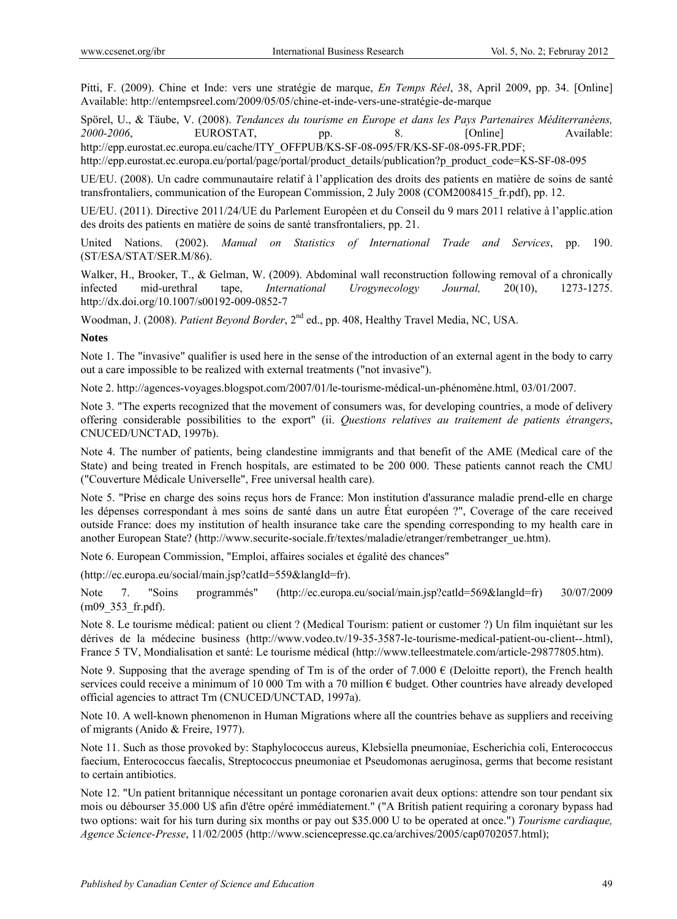Pitti, F. (2009). Chine et Inde: vers une stratégie de marque, *En Temps Réel*, 38, April 2009, pp. 34. [Online] Available: http://entempsreel.com/2009/05/05/chine-et-inde-vers-une-stratégie-de-marque

Spörel, U., & Täube, V. (2008). *Tendances du tourisme en Europe et dans les Pays Partenaires Méditerranéens, 2000-2006*, EUROSTAT, pp. 8. [Online] Available: http://epp.eurostat.ec.europa.eu/cache/ITY_OFFPUB/KS-SF-08-095/FR/KS-SF-08-095-FR.PDF; http://epp.eurostat.ec.europa.eu/portal/page/portal/product_details/publication?p_product_code=KS-SF-08-095

UE/EU. (2008). Un cadre communautaire relatif à l'application des droits des patients en matière de soins de santé transfrontaliers, communication of the European Commission, 2 July 2008 (COM2008415_fr.pdf), pp. 12.

UE/EU. (2011). Directive 2011/24/UE du Parlement Européen et du Conseil du 9 mars 2011 relative à l'applic.ation des droits des patients en matière de soins de santé transfrontaliers, pp. 21.

United Nations. (2002). *Manual on Statistics of International Trade and Services*, pp. 190. (ST/ESA/STAT/SER.M/86).

Walker, H., Brooker, T., & Gelman, W. (2009). Abdominal wall reconstruction following removal of a chronically infected mid-urethral tape, *International Urogynecology Journal,* 20(10), 1273-1275. http://dx.doi.org/10.1007/s00192-009-0852-7

Woodman, J. (2008). *Patient Beyond Border*, 2nd ed., pp. 408, Healthy Travel Media, NC, USA.

**Notes**

Note 1. The "invasive" qualifier is used here in the sense of the introduction of an external agent in the body to carry out a care impossible to be realized with external treatments ("not invasive").

Note 2. http://agences-voyages.blogspot.com/2007/01/le-tourisme-médical-un-phénomène.html, 03/01/2007.

Note 3. "The experts recognized that the movement of consumers was, for developing countries, a mode of delivery offering considerable possibilities to the export" (ii. *Questions relatives au traitement de patients étrangers*, CNUCED/UNCTAD, 1997b).

Note 4. The number of patients, being clandestine immigrants and that benefit of the AME (Medical care of the State) and being treated in French hospitals, are estimated to be 200 000. These patients cannot reach the CMU ("Couverture Médicale Universelle", Free universal health care).

Note 5. "Prise en charge des soins reçus hors de France: Mon institution d'assurance maladie prend-elle en charge les dépenses correspondant à mes soins de santé dans un autre État européen ?", Coverage of the care received outside France: does my institution of health insurance take care the spending corresponding to my health care in another European State? (http://www.securite-sociale.fr/textes/maladie/etranger/rembetranger_ue.htm).

Note 6. European Commission, "Emploi, affaires sociales et égalité des chances"

(http://ec.europa.eu/social/main.jsp?catId=559&langId=fr).

Note 7. "Soins programmés" (http://ec.europa.eu/social/main.jsp?catld=569&langld=fr) 30/07/2009 (m09_353_fr.pdf).

Note 8. Le tourisme médical: patient ou client ? (Medical Tourism: patient or customer ?) Un film inquiétant sur les dérives de la médecine business (http://www.vodeo.tv/19-35-3587-le-tourisme-medical-patient-ou-client--.html), France 5 TV, Mondialisation et santé: Le tourisme médical (http://www.telleestmatele.com/article-29877805.htm).

Note 9. Supposing that the average spending of Tm is of the order of 7.000 € (Deloitte report), the French health services could receive a minimum of 10 000 Tm with a 70 million € budget. Other countries have already developed official agencies to attract Tm (CNUCED/UNCTAD, 1997a).

Note 10. A well-known phenomenon in Human Migrations where all the countries behave as suppliers and receiving of migrants (Anido & Freire, 1977).

Note 11. Such as those provoked by: Staphylococcus aureus, Klebsiella pneumoniae, Escherichia coli, Enterococcus faecium, Enterococcus faecalis, Streptococcus pneumoniae et Pseudomonas aeruginosa, germs that become resistant to certain antibiotics.

Note 12. "Un patient britannique nécessitant un pontage coronarien avait deux options: attendre son tour pendant six mois ou débourser 35.000 U$ afin d'être opéré immédiatement." ("A British patient requiring a coronary bypass had two options: wait for his turn during six months or pay out $35.000 U to be operated at once.") *Tourisme cardiaque, Agence Science-Presse*, 11/02/2005 (http://www.sciencepresse.qc.ca/archives/2005/cap0702057.html);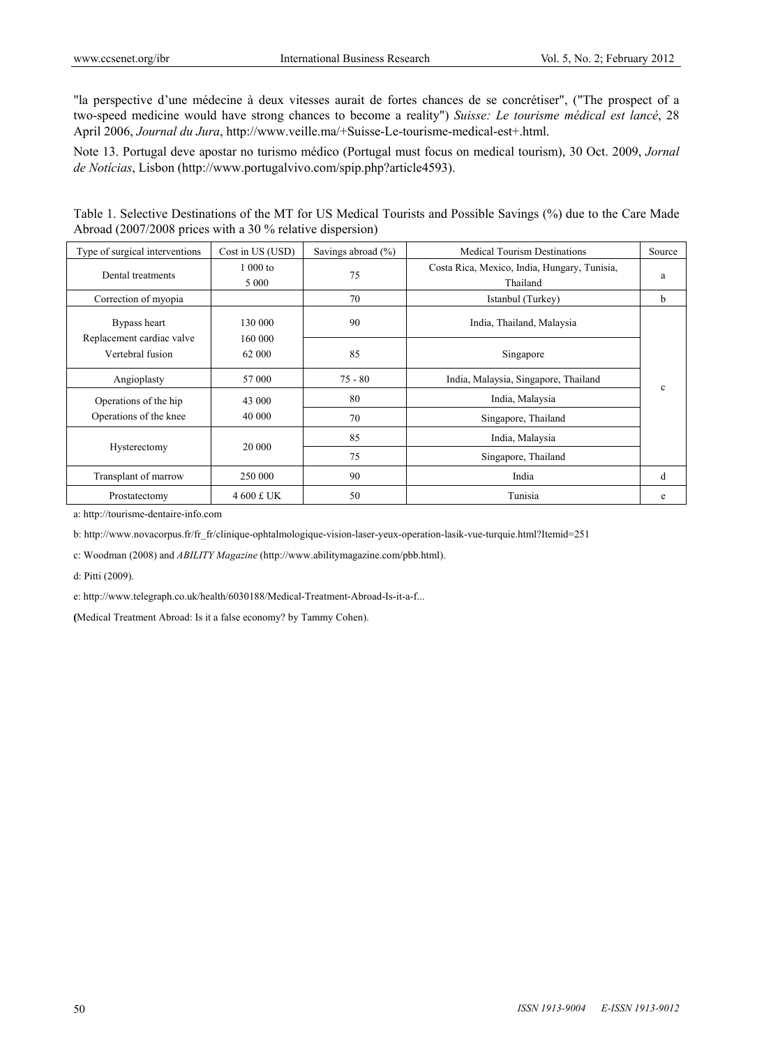"la perspective d'une médecine à deux vitesses aurait de fortes chances de se concrétiser", ("The prospect of a two-speed medicine would have strong chances to become a reality") *Suisse: Le tourisme médical est lancé*, 28 April 2006, *Journal du Jura*, http://www.veille.ma/+Suisse-Le-tourisme-medical-est+.html.

Note 13. Portugal deve apostar no turismo médico (Portugal must focus on medical tourism), 30 Oct. 2009, *Jornal de Notícias*, Lisbon (http://www.portugalvivo.com/spip.php?article4593).

Table 1. Selective Destinations of the MT for US Medical Tourists and Possible Savings (%) due to the Care Made Abroad (2007/2008 prices with a 30 % relative dispersion)

| Type of surgical interventions | Cost in US (USD) | Savings abroad (%) | Medical Tourism Destinations | Source |
|---|---|---|---|---|
| Dental treatments | 1 000 to 5 000 | 75 | Costa Rica, Mexico, India, Hungary, Tunisia, Thailand | a |
| Correction of myopia | | 70 | Istanbul (Turkey) | b |
| Bypass heart<br>Replacement cardiac valve<br>Vertebral fusion | 130 000<br>160 000<br>62 000 | 90 | India, Thailand, Malaysia | c |
| | | 85 | Singapore | |
| Angioplasty | 57 000 | 75 - 80 | India, Malaysia, Singapore, Thailand | |
| Operations of the hip<br>Operations of the knee | 43 000<br>40 000 | 80 | India, Malaysia | |
| | | 70 | Singapore, Thailand | |
| Hysterectomy | 20 000 | 85 | India, Malaysia | |
| | | 75 | Singapore, Thailand | |
| Transplant of marrow | 250 000 | 90 | India | d |
| Prostatectomy | 4 600 £ UK | 50 | Tunisia | e |

a: http://tourisme-dentaire-info.com

b: http://www.novacorpus.fr/fr_fr/clinique-ophtalmologique-vision-laser-yeux-operation-lasik-vue-turquie.html?Itemid=251

c: Woodman (2008) and *ABILITY Magazine* (http://www.abilitymagazine.com/pbb.html).

d: Pitti (2009).

e: http://www.telegraph.co.uk/health/6030188/Medical-Treatment-Abroad-Is-it-a-f...

(Medical Treatment Abroad: Is it a false economy? by Tammy Cohen).